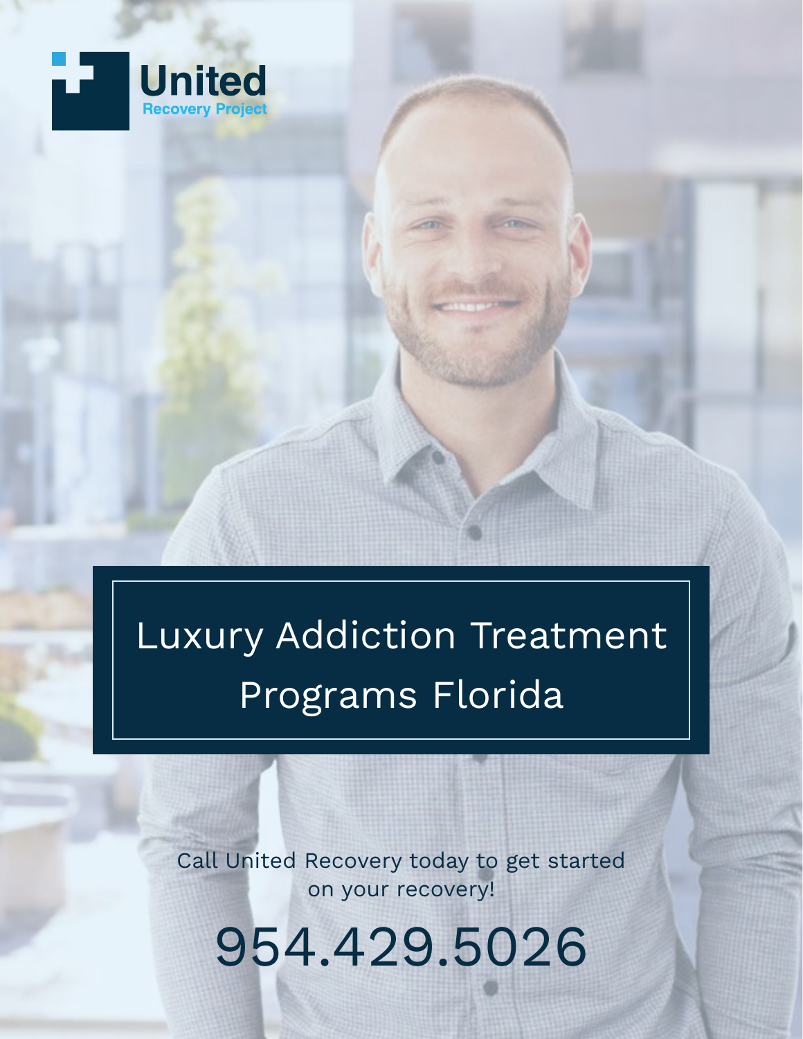United
Recovery Project

# Luxury Addiction Treatment Programs Florida

Call United Recovery today to get started on your recovery!

954.429.5026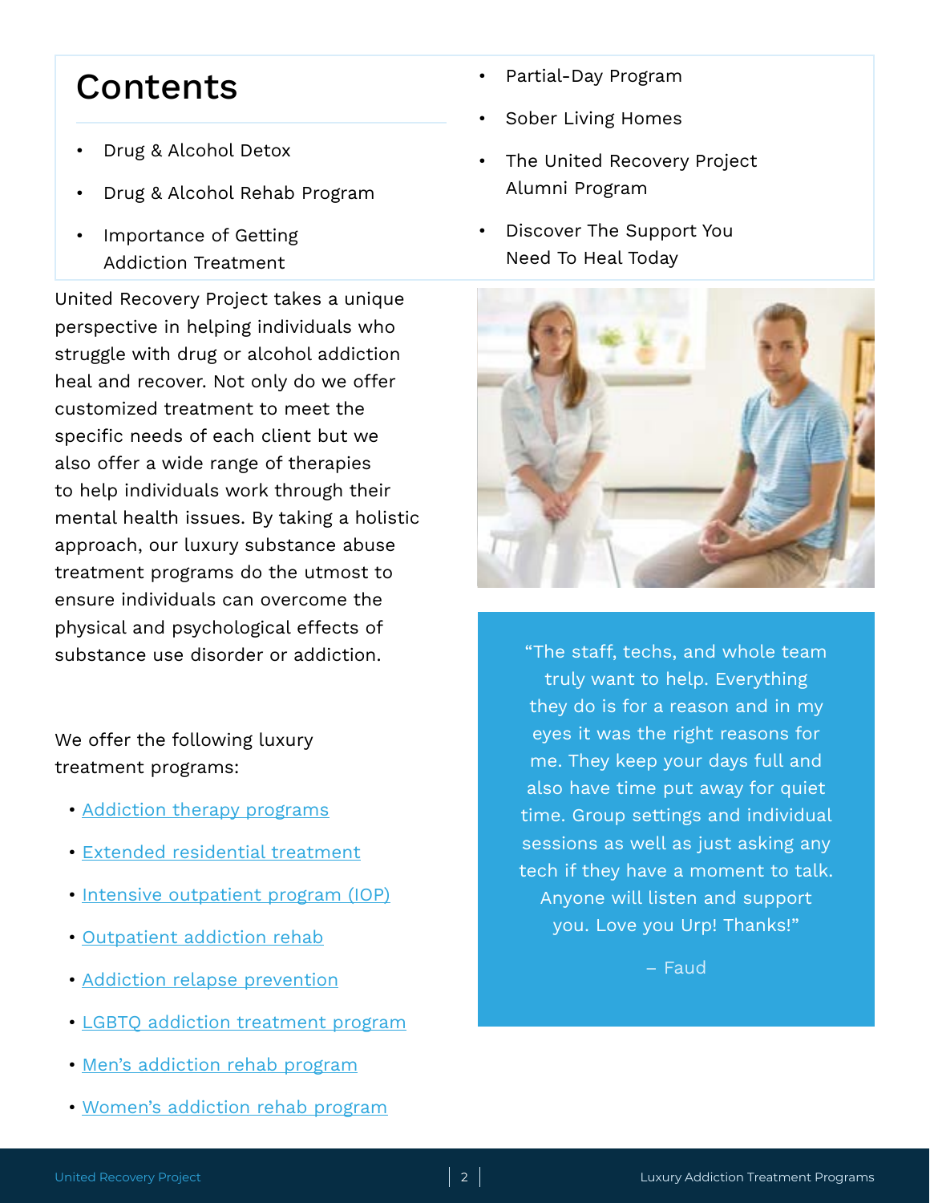## Contents

- Drug & Alcohol Detox
- Drug & Alcohol Rehab Program
- Importance of Getting Addiction Treatment
- Partial-Day Program
- Sober Living Homes
- The United Recovery Project Alumni Program
- Discover The Support You Need To Heal Today

United Recovery Project takes a unique perspective in helping individuals who struggle with drug or alcohol addiction heal and recover. Not only do we offer customized treatment to meet the specific needs of each client but we also offer a wide range of therapies to help individuals work through their mental health issues. By taking a holistic approach, our luxury substance abuse treatment programs do the utmost to ensure individuals can overcome the physical and psychological effects of substance use disorder or addiction.

We offer the following luxury treatment programs:

- Addiction therapy programs
- Extended residential treatment
- Intensive outpatient program (IOP)
- Outpatient addiction rehab
- Addiction relapse prevention
- LGBTQ addiction treatment program
- Men's addiction rehab program
- Women's addiction rehab program

> "The staff, techs, and whole team truly want to help. Everything they do is for a reason and in my eyes it was the right reasons for me. They keep your days full and also have time put away for quiet time. Group settings and individual sessions as well as just asking any tech if they have a moment to talk. Anyone will listen and support you. Love you Urp! Thanks!"
>
> – Faud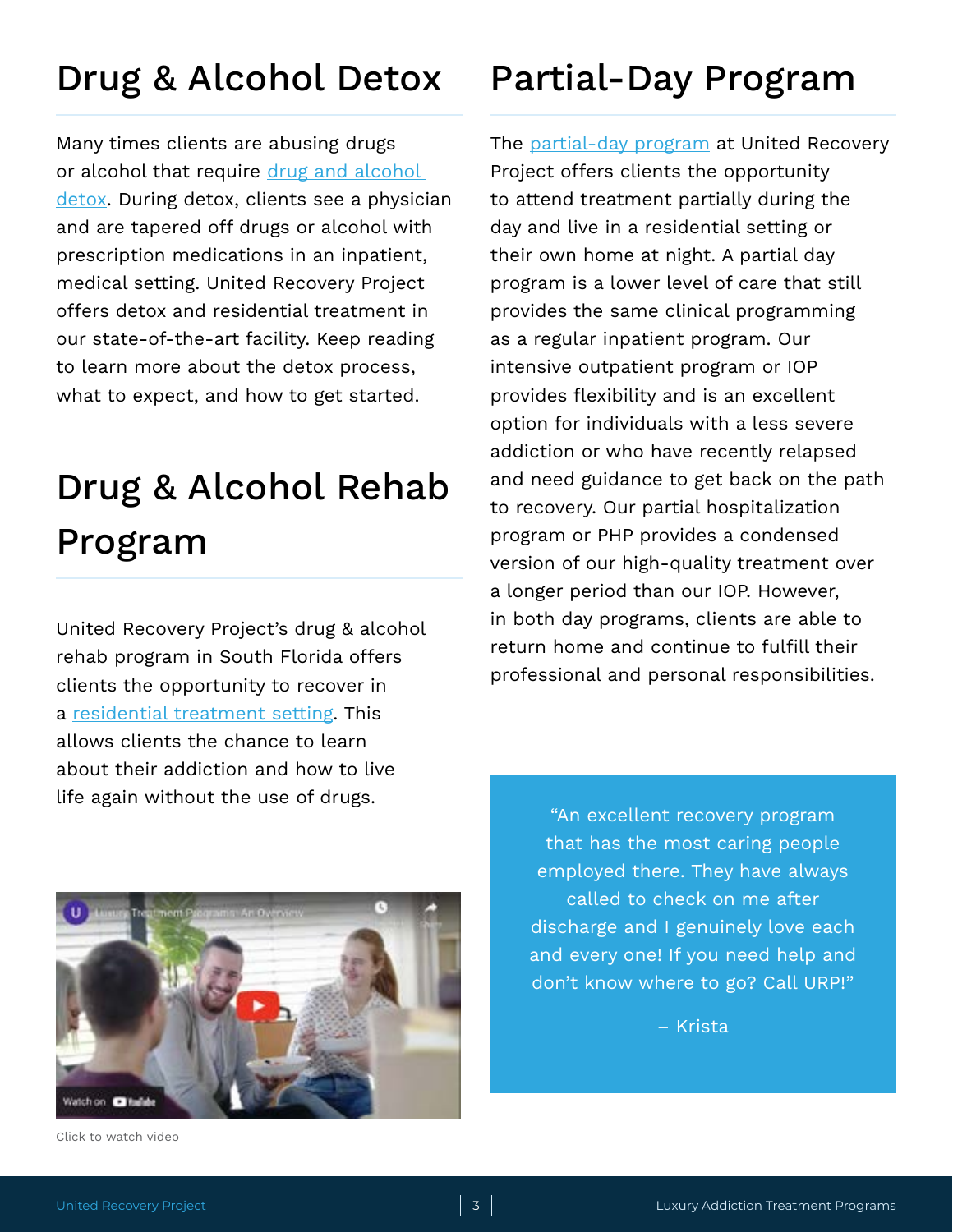## Drug & Alcohol Detox

Many times clients are abusing drugs or alcohol that require [drug and alcohol detox](). During detox, clients see a physician and are tapered off drugs or alcohol with prescription medications in an inpatient, medical setting. United Recovery Project offers detox and residential treatment in our state-of-the-art facility. Keep reading to learn more about the detox process, what to expect, and how to get started.

## Drug & Alcohol Rehab Program

United Recovery Project's drug & alcohol rehab program in South Florida offers clients the opportunity to recover in a [residential treatment setting](). This allows clients the chance to learn about their addiction and how to live life again without the use of drugs.

Click to watch video

## Partial-Day Program

The [partial-day program]() at United Recovery Project offers clients the opportunity to attend treatment partially during the day and live in a residential setting or their own home at night. A partial day program is a lower level of care that still provides the same clinical programming as a regular inpatient program. Our intensive outpatient program or IOP provides flexibility and is an excellent option for individuals with a less severe addiction or who have recently relapsed and need guidance to get back on the path to recovery. Our partial hospitalization program or PHP provides a condensed version of our high-quality treatment over a longer period than our IOP. However, in both day programs, clients are able to return home and continue to fulfill their professional and personal responsibilities.

> "An excellent recovery program that has the most caring people employed there. They have always called to check on me after discharge and I genuinely love each and every one! If you need help and don't know where to go? Call URP!"
>
> – Krista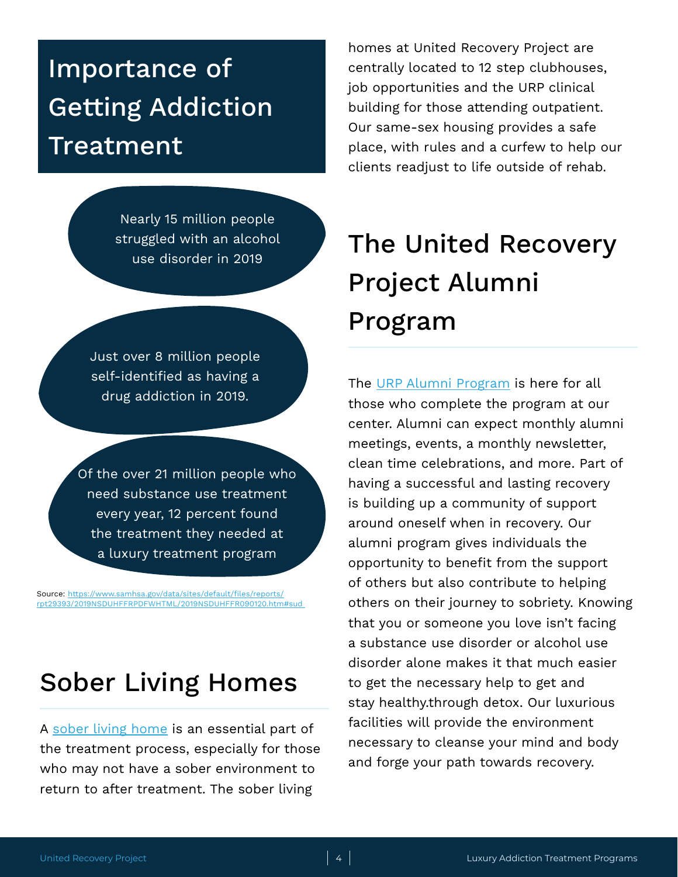# Importance of Getting Addiction Treatment

Nearly 15 million people struggled with an alcohol use disorder in 2019

Just over 8 million people self-identified as having a drug addiction in 2019.

Of the over 21 million people who need substance use treatment every year, 12 percent found the treatment they needed at a luxury treatment program

Source: [https://www.samhsa.gov/data/sites/default/files/reports/rpt29393/2019NSDUHFFRPDFWHTML/2019NSDUHFFR090120.htm#sud](https://www.samhsa.gov/data/sites/default/files/reports/rpt29393/2019NSDUHFFRPDFWHTML/2019NSDUHFFR090120.htm#sud)

## Sober Living Homes

A [sober living home](#) is an essential part of the treatment process, especially for those who may not have a sober environment to return to after treatment. The sober living homes at United Recovery Project are centrally located to 12 step clubhouses, job opportunities and the URP clinical building for those attending outpatient. Our same-sex housing provides a safe place, with rules and a curfew to help our clients readjust to life outside of rehab.

## The United Recovery Project Alumni Program

The [URP Alumni Program](#) is here for all those who complete the program at our center. Alumni can expect monthly alumni meetings, events, a monthly newsletter, clean time celebrations, and more. Part of having a successful and lasting recovery is building up a community of support around oneself when in recovery. Our alumni program gives individuals the opportunity to benefit from the support of others but also contribute to helping others on their journey to sobriety. Knowing that you or someone you love isn't facing a substance use disorder or alcohol use disorder alone makes it that much easier to get the necessary help to get and stay healthy.through detox. Our luxurious facilities will provide the environment necessary to cleanse your mind and body and forge your path towards recovery.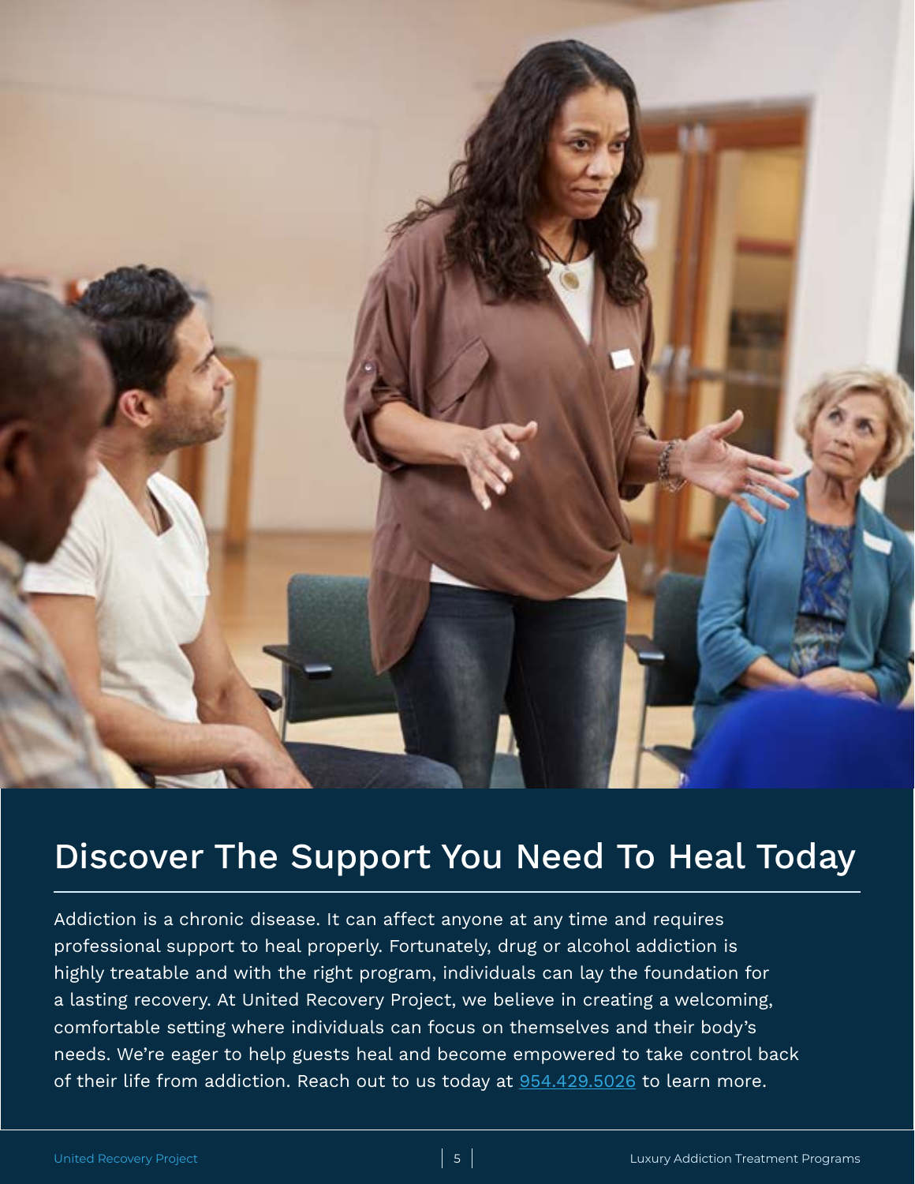## Discover The Support You Need To Heal Today

Addiction is a chronic disease. It can affect anyone at any time and requires professional support to heal properly. Fortunately, drug or alcohol addiction is highly treatable and with the right program, individuals can lay the foundation for a lasting recovery. At United Recovery Project, we believe in creating a welcoming, comfortable setting where individuals can focus on themselves and their body's needs. We're eager to help guests heal and become empowered to take control back of their life from addiction. Reach out to us today at 954.429.5026 to learn more.